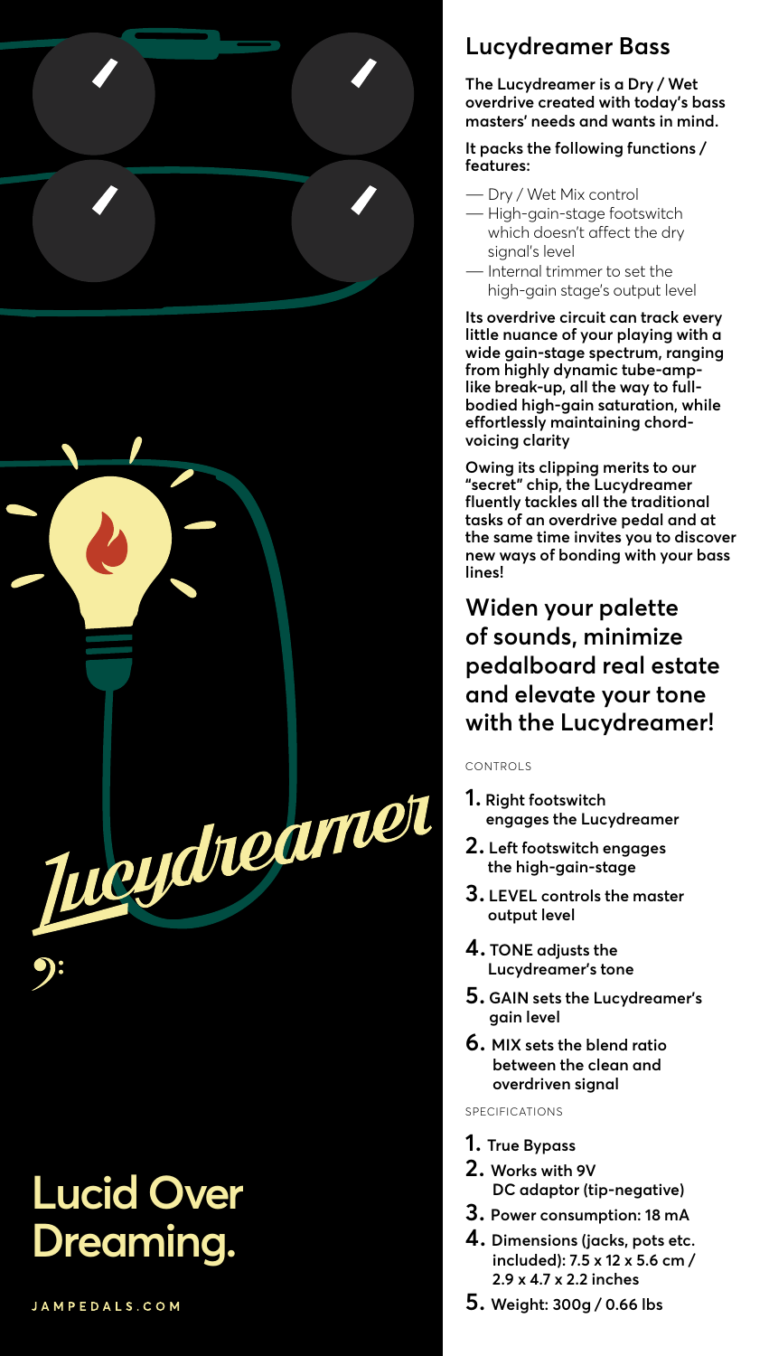Lucydreamer

Lucid Over Dreaming.

JAMPEDALS.COM

## Lucydreamer Bass

**The Lucydreamer is a Dry / Wet overdrive created with today's bass masters' needs and wants in mind.**

**It packs the following functions / features:**

- Dry / Wet Mix control
- High-gain-stage footswitch which doesn't affect the dry signal's level
- Internal trimmer to set the high-gain stage's output level

**Its overdrive circuit can track every little nuance of your playing with a wide gain-stage spectrum, ranging from highly dynamic tube-amp-like break-up, all the way to full-bodied high-gain saturation, while effortlessly maintaining chord-voicing clarity**

**Owing its clipping merits to our "secret" chip, the Lucydreamer fluently tackles all the traditional tasks of an overdrive pedal and at the same time invites you to discover new ways of bonding with your bass lines!**

## Widen your palette of sounds, minimize pedalboard real estate and elevate your tone with the Lucydreamer!

CONTROLS

1. **Right footswitch engages the Lucydreamer**
2. **Left footswitch engages the high-gain-stage**
3. **LEVEL controls the master output level**
4. **TONE adjusts the Lucydreamer's tone**
5. **GAIN sets the Lucydreamer's gain level**
6. **MIX sets the blend ratio between the clean and overdriven signal**

SPECIFICATIONS

1. **True Bypass**
2. **Works with 9V DC adaptor (tip-negative)**
3. **Power consumption: 18 mA**
4. **Dimensions (jacks, pots etc. included): 7.5 x 12 x 5.6 cm / 2.9 x 4.7 x 2.2 inches**
5. **Weight: 300g / 0.66 lbs**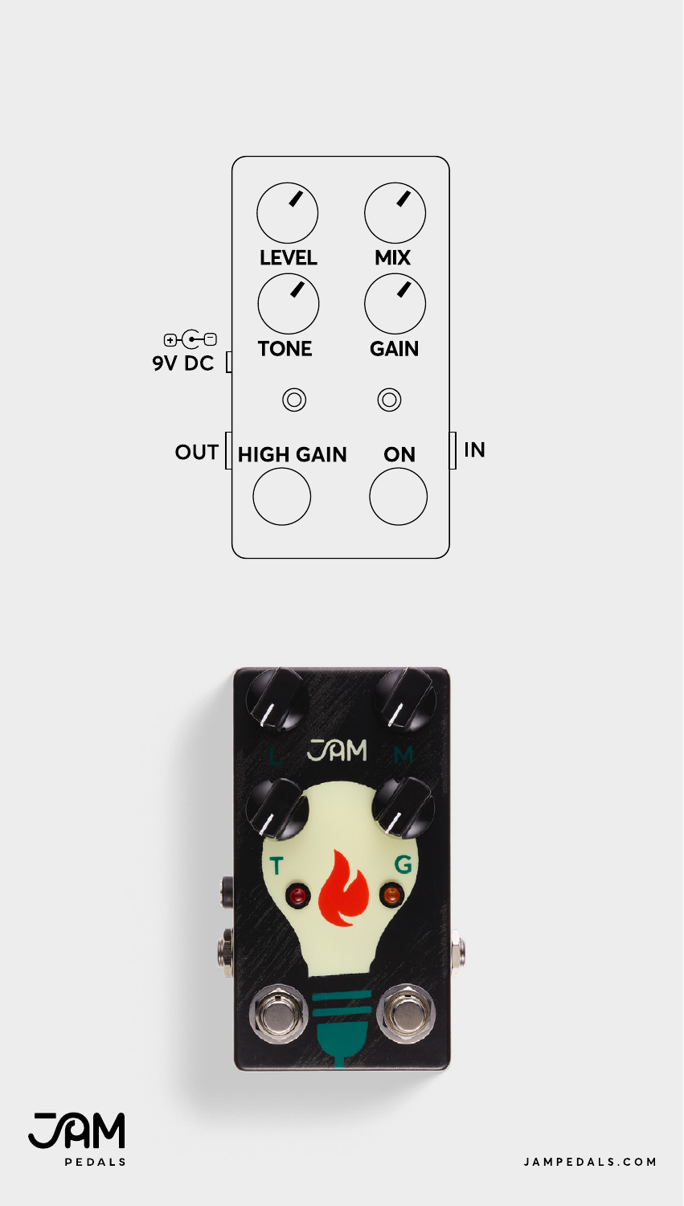LEVEL

MIX

TONE

GAIN

9V DC

OUT

HIGH GAIN

ON

IN

JAM PEDALS

JAMPEDALS.COM